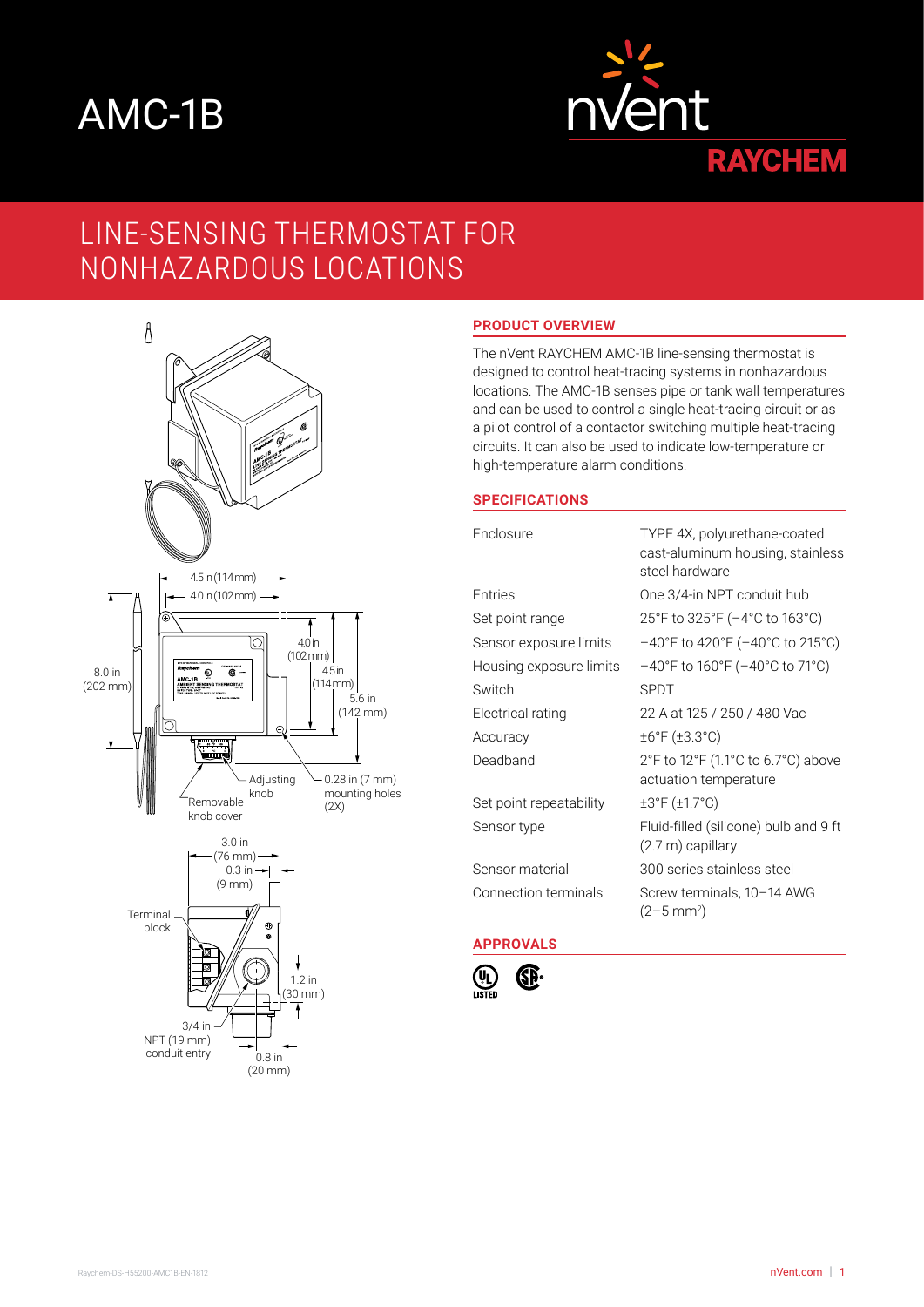# AMC-1B

nVent RAYCHEM

## LINE-SENSING THERMOSTAT FOR NONHAZARDOUS LOCATIONS

4.5 in (114 mm)
4.0 in (102 mm)
8.0 in (202 mm)
4.0 in (102 mm)
4.5 in (114 mm)
5.6 in (142 mm)
Adjusting knob
Removable knob cover
0.28 in (7 mm) mounting holes (2X)

3.0 in (76 mm)
0.3 in (9 mm)
Terminal block
1.2 in (30 mm)
3/4 in NPT (19 mm) conduit entry
0.8 in (20 mm)

### PRODUCT OVERVIEW

The nVent RAYCHEM AMC-1B line-sensing thermostat is designed to control heat-tracing systems in nonhazardous locations. The AMC-1B senses pipe or tank wall temperatures and can be used to control a single heat-tracing circuit or as a pilot control of a contactor switching multiple heat-tracing circuits. It can also be used to indicate low-temperature or high-temperature alarm conditions.

### SPECIFICATIONS

| | |
|---|---|
| Enclosure | TYPE 4X, polyurethane-coated cast-aluminum housing, stainless steel hardware |
| Entries | One 3/4-in NPT conduit hub |
| Set point range | 25°F to 325°F (–4°C to 163°C) |
| Sensor exposure limits | –40°F to 420°F (–40°C to 215°C) |
| Housing exposure limits | –40°F to 160°F (–40°C to 71°C) |
| Switch | SPDT |
| Electrical rating | 22 A at 125 / 250 / 480 Vac |
| Accuracy | ±6°F (±3.3°C) |
| Deadband | 2°F to 12°F (1.1°C to 6.7°C) above actuation temperature |
| Set point repeatability | ±3°F (±1.7°C) |
| Sensor type | Fluid-filled (silicone) bulb and 9 ft (2.7 m) capillary |
| Sensor material | 300 series stainless steel |
| Connection terminals | Screw terminals, 10–14 AWG (2–5 mm$^2$) |

### APPROVALS

UL LISTED  CSA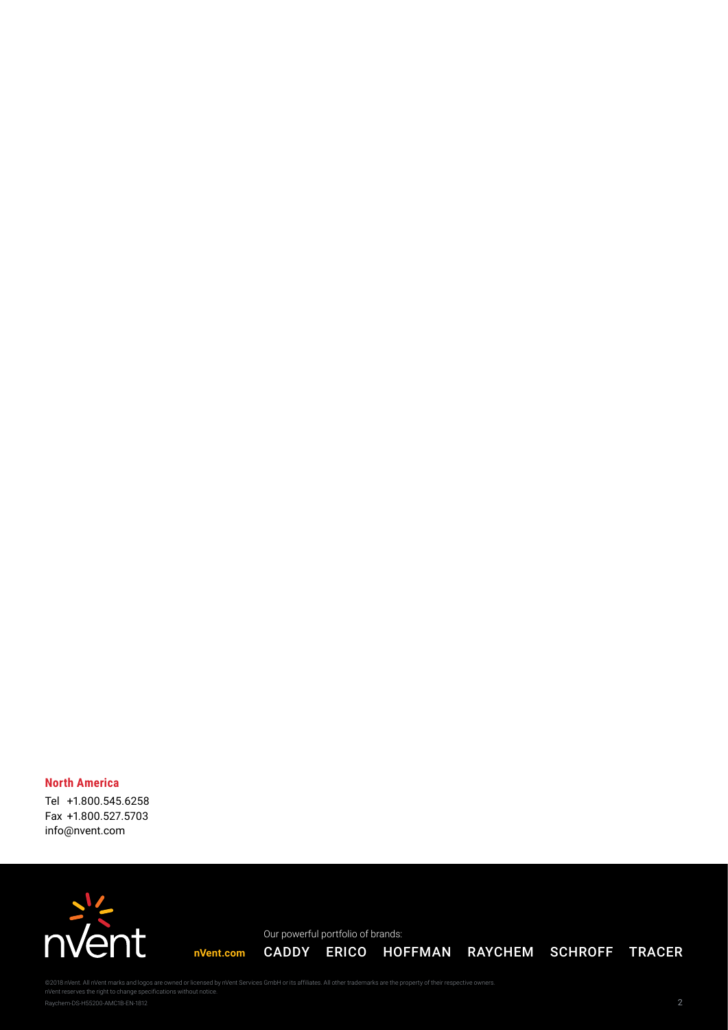**North America**

Tel +1.800.545.6258
Fax +1.800.527.5703
info@nvent.com

Our powerful portfolio of brands:

**nVent.com** CADDY ERICO HOFFMAN RAYCHEM SCHROFF TRACER

©2018 nVent. All nVent marks and logos are owned or licensed by nVent Services GmbH or its affiliates. All other trademarks are the property of their respective owners.
nVent reserves the right to change specifications without notice.

Raychem-DS-H55200-AMC1B-EN-1812